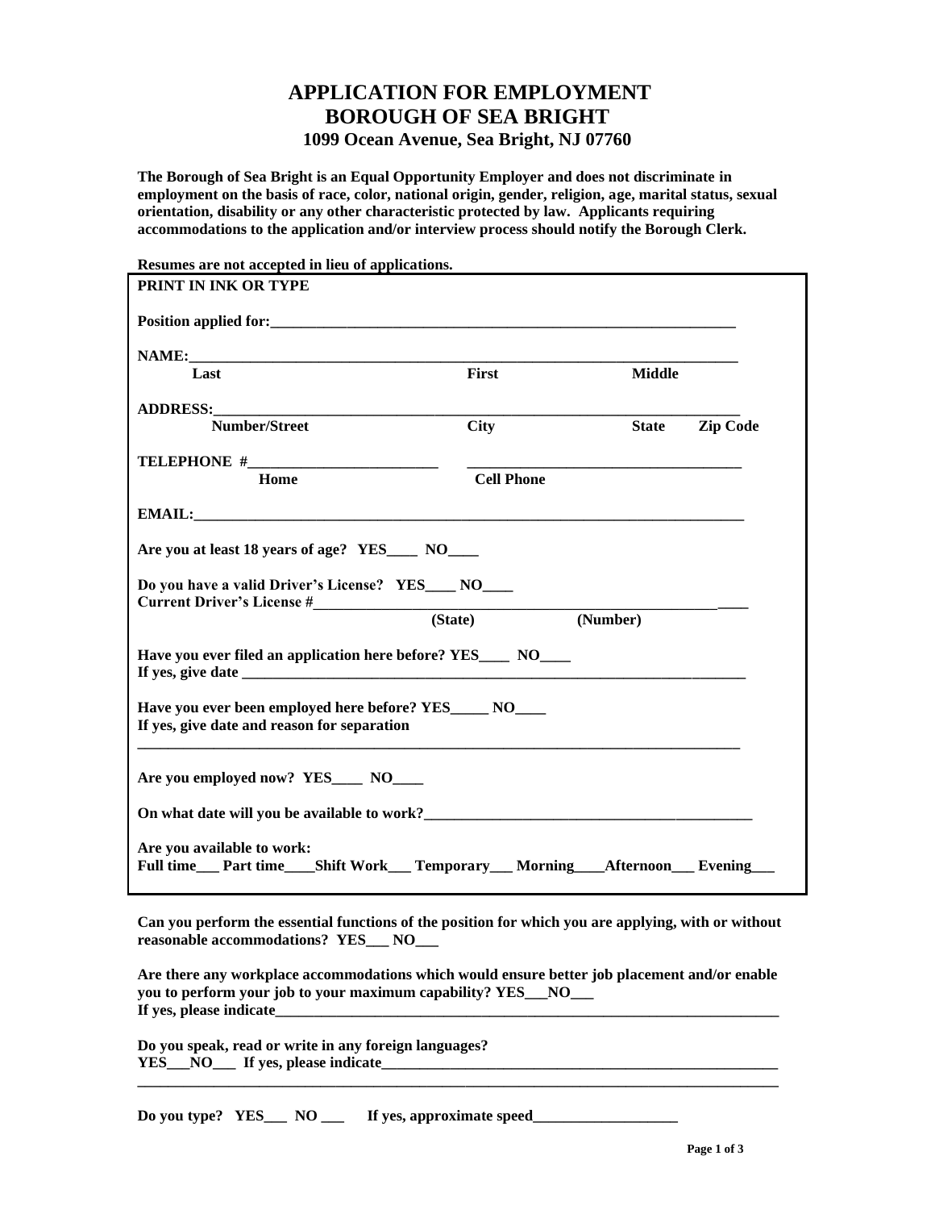# APPLICATION FOR EMPLOYMENT
# BOROUGH OF SEA BRIGHT
### 1099 Ocean Avenue, Sea Bright, NJ 07760

**The Borough of Sea Bright is an Equal Opportunity Employer and does not discriminate in employment on the basis of race, color, national origin, gender, religion, age, marital status, sexual orientation, disability or any other characteristic protected by law. Applicants requiring accommodations to the application and/or interview process should notify the Borough Clerk.**

**Resumes are not accepted in lieu of applications.**

**PRINT IN INK OR TYPE**

**Position applied for:**______________________________________________________________

**NAME:**___________________________________________________________________________
**Last** **First** **Middle**

**ADDRESS:**________________________________________________________________________
**Number/Street** **City** **State** **Zip Code**

**TELEPHONE #**________________________ ____________________________________
**Home** **Cell Phone**

**EMAIL:**___________________________________________________________________________

**Are you at least 18 years of age? YES____ NO____**

**Do you have a valid Driver's License? YES____ NO____**
**Current Driver's License #**____________________________________________________________
**(State)** **(Number)**

**Have you ever filed an application here before? YES____ NO____**
**If yes, give date** ________________________________________________________________

**Have you ever been employed here before? YES_____ NO____**
**If yes, give date and reason for separation**
_________________________________________________________________________________

**Are you employed now? YES____ NO____**

**On what date will you be available to work?**__________________________________________

**Are you available to work:**
**Full time___ Part time____Shift Work___ Temporary___ Morning____Afternoon___ Evening___**

**Can you perform the essential functions of the position for which you are applying, with or without reasonable accommodations? YES___ NO___**

**Are there any workplace accommodations which would ensure better job placement and/or enable you to perform your job to your maximum capability? YES___NO___**
**If yes, please indicate**________________________________________________________________

**Do you speak, read or write in any foreign languages?**
**YES___NO___ If yes, please indicate**____________________________________________________
_________________________________________________________________________________

**Do you type? YES___ NO ___ If yes, approximate speed**___________________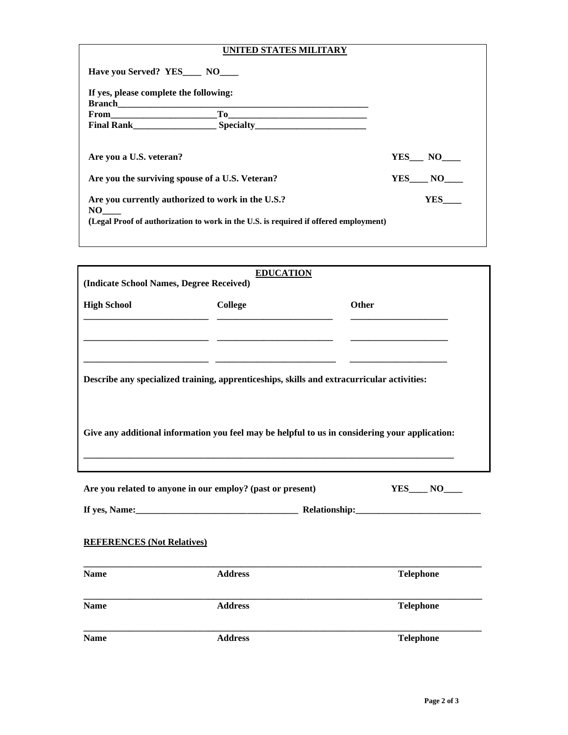## UNITED STATES MILITARY

**Have you Served? YES____ NO____**

**If yes, please complete the following:**

**Branch**_______________________________________________________

**From**______________________ **To**______________________________

**Final Rank**_________________ **Specialty**________________________

**Are you a U.S. veteran?** **YES___ NO____**

**Are you the surviving spouse of a U.S. Veteran?** **YES____ NO____**

**Are you currently authorized to work in the U.S.?** **YES____ NO____**

**(Legal Proof of authorization to work in the U.S. is required if offered employment)**

## EDUCATION

**(Indicate School Names, Degree Received)**

| **High School** | **College** | **Other** |
|---|---|---|
| ___________________________ | _________________________ | _____________________ |
| ___________________________ | _________________________ | _____________________ |
| ___________________________ | _________________________ | _____________________ |

**Describe any specialized training, apprenticeships, skills and extracurricular activities:**

**Give any additional information you feel may be helpful to us in considering your application:**

_________________________________________________________________________________

**Are you related to anyone in our employ? (past or present)** **YES____ NO____**

**If yes, Name:**___________________________________ **Relationship:**___________________________

**REFERENCES (Not Relatives)**

| **Name** | **Address** | **Telephone** |
|---|---|---|
| | | |
| | | |
| | | |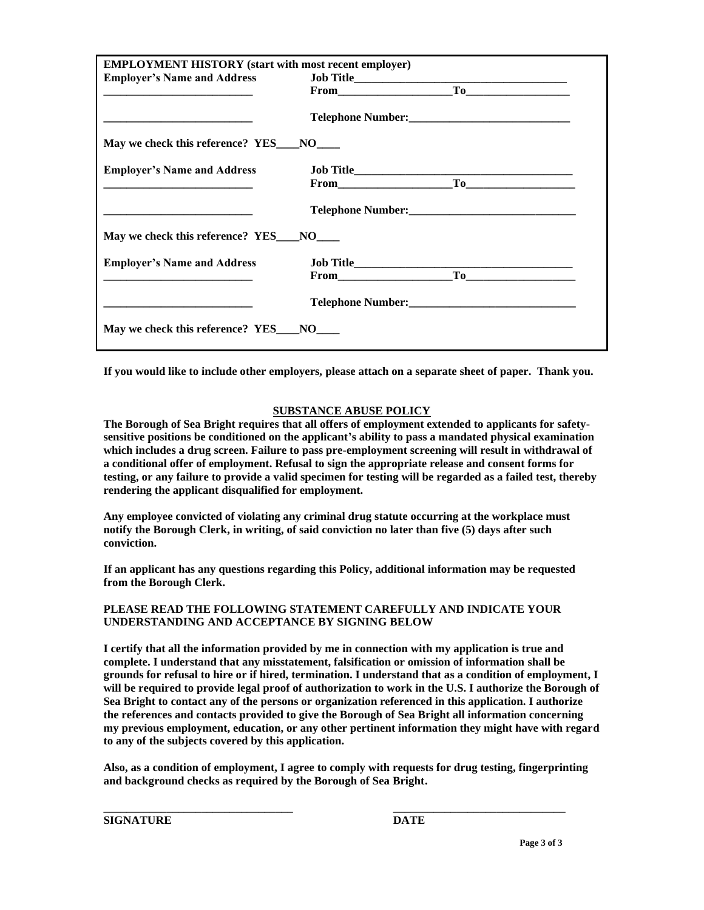**EMPLOYMENT HISTORY (start with most recent employer)**

**Employer's Name and Address** **Job Title**\_\_\_\_\_\_\_\_\_\_\_\_\_\_\_\_\_\_\_\_\_\_\_\_\_\_\_\_\_\_\_\_\_\_\_\_\_\_

\_\_\_\_\_\_\_\_\_\_\_\_\_\_\_\_\_\_\_\_\_\_\_\_\_\_ **From**\_\_\_\_\_\_\_\_\_\_\_\_\_\_\_\_\_\_\_\_**To**\_\_\_\_\_\_\_\_\_\_\_\_\_\_\_\_\_\_

\_\_\_\_\_\_\_\_\_\_\_\_\_\_\_\_\_\_\_\_\_\_\_\_\_\_ **Telephone Number:**\_\_\_\_\_\_\_\_\_\_\_\_\_\_\_\_\_\_\_\_\_\_\_\_\_\_\_\_

**May we check this reference? YES\_\_\_\_NO\_\_\_\_**

**Employer's Name and Address** **Job Title**\_\_\_\_\_\_\_\_\_\_\_\_\_\_\_\_\_\_\_\_\_\_\_\_\_\_\_\_\_\_\_\_\_\_\_\_\_\_

\_\_\_\_\_\_\_\_\_\_\_\_\_\_\_\_\_\_\_\_\_\_\_\_\_\_ **From**\_\_\_\_\_\_\_\_\_\_\_\_\_\_\_\_\_\_\_\_**To**\_\_\_\_\_\_\_\_\_\_\_\_\_\_\_\_\_\_

\_\_\_\_\_\_\_\_\_\_\_\_\_\_\_\_\_\_\_\_\_\_\_\_\_\_ **Telephone Number:**\_\_\_\_\_\_\_\_\_\_\_\_\_\_\_\_\_\_\_\_\_\_\_\_\_\_\_\_

**May we check this reference? YES\_\_\_\_NO\_\_\_\_**

**Employer's Name and Address** **Job Title**\_\_\_\_\_\_\_\_\_\_\_\_\_\_\_\_\_\_\_\_\_\_\_\_\_\_\_\_\_\_\_\_\_\_\_\_\_\_

\_\_\_\_\_\_\_\_\_\_\_\_\_\_\_\_\_\_\_\_\_\_\_\_\_\_ **From**\_\_\_\_\_\_\_\_\_\_\_\_\_\_\_\_\_\_\_\_**To**\_\_\_\_\_\_\_\_\_\_\_\_\_\_\_\_\_\_

\_\_\_\_\_\_\_\_\_\_\_\_\_\_\_\_\_\_\_\_\_\_\_\_\_\_ **Telephone Number:**\_\_\_\_\_\_\_\_\_\_\_\_\_\_\_\_\_\_\_\_\_\_\_\_\_\_\_\_

**May we check this reference? YES\_\_\_\_NO\_\_\_\_**

**If you would like to include other employers, please attach on a separate sheet of paper. Thank you.**

## SUBSTANCE ABUSE POLICY

**The Borough of Sea Bright requires that all offers of employment extended to applicants for safety-sensitive positions be conditioned on the applicant's ability to pass a mandated physical examination which includes a drug screen. Failure to pass pre-employment screening will result in withdrawal of a conditional offer of employment. Refusal to sign the appropriate release and consent forms for testing, or any failure to provide a valid specimen for testing will be regarded as a failed test, thereby rendering the applicant disqualified for employment.**

**Any employee convicted of violating any criminal drug statute occurring at the workplace must notify the Borough Clerk, in writing, of said conviction no later than five (5) days after such conviction.**

**If an applicant has any questions regarding this Policy, additional information may be requested from the Borough Clerk.**

**PLEASE READ THE FOLLOWING STATEMENT CAREFULLY AND INDICATE YOUR UNDERSTANDING AND ACCEPTANCE BY SIGNING BELOW**

**I certify that all the information provided by me in connection with my application is true and complete. I understand that any misstatement, falsification or omission of information shall be grounds for refusal to hire or if hired, termination. I understand that as a condition of employment, I will be required to provide legal proof of authorization to work in the U.S. I authorize the Borough of Sea Bright to contact any of the persons or organization referenced in this application. I authorize the references and contacts provided to give the Borough of Sea Bright all information concerning my previous employment, education, or any other pertinent information they might have with regard to any of the subjects covered by this application.**

**Also, as a condition of employment, I agree to comply with requests for drug testing, fingerprinting and background checks as required by the Borough of Sea Bright.**

\_\_\_\_\_\_\_\_\_\_\_\_\_\_\_\_\_\_\_\_\_\_\_\_\_\_\_\_\_\_\_\_\_\_ \_\_\_\_\_\_\_\_\_\_\_\_\_\_\_\_\_\_\_\_\_\_\_\_\_\_\_\_\_\_\_

**SIGNATURE** **DATE**